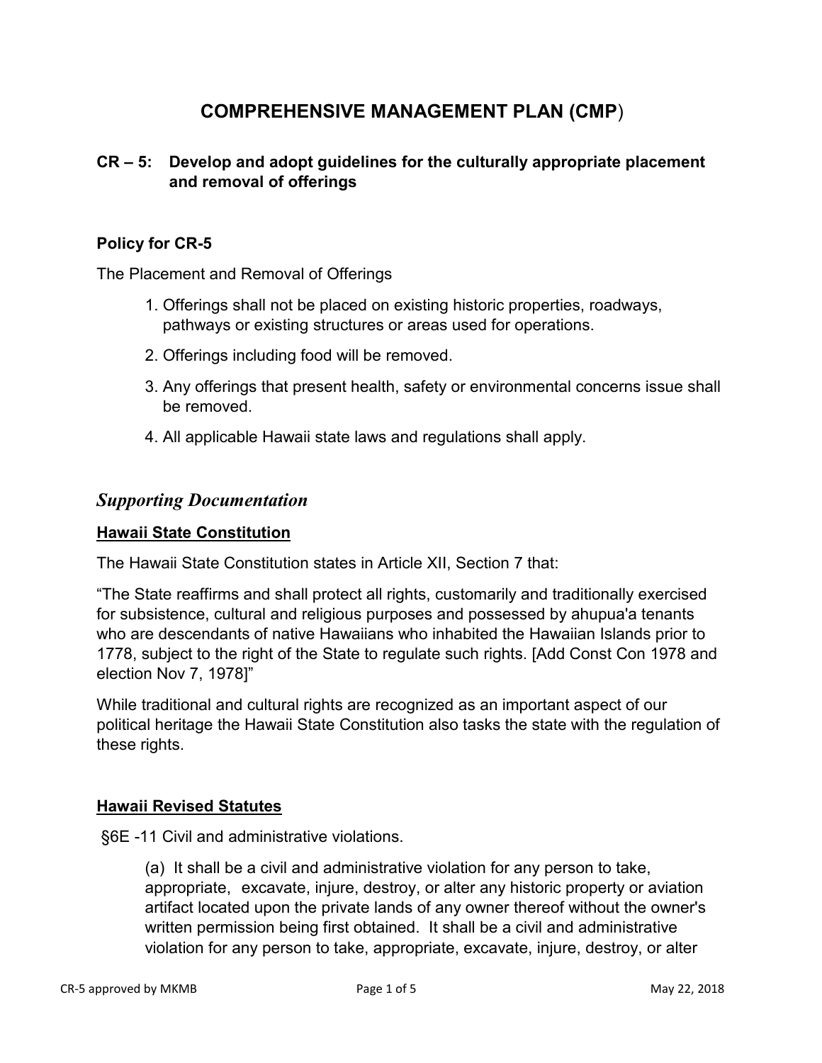# COMPREHENSIVE MANAGEMENT PLAN (CMP)

### CR – 5: Develop and adopt guidelines for the culturally appropriate placement and removal of offerings

### Policy for CR-5

The Placement and Removal of Offerings

1. Offerings shall not be placed on existing historic properties, roadways, pathways or existing structures or areas used for operations.
2. Offerings including food will be removed.
3. Any offerings that present health, safety or environmental concerns issue shall be removed.
4. All applicable Hawaii state laws and regulations shall apply.

## *Supporting Documentation*

### Hawaii State Constitution

The Hawaii State Constitution states in Article XII, Section 7 that:

"The State reaffirms and shall protect all rights, customarily and traditionally exercised for subsistence, cultural and religious purposes and possessed by ahupua'a tenants who are descendants of native Hawaiians who inhabited the Hawaiian Islands prior to 1778, subject to the right of the State to regulate such rights. [Add Const Con 1978 and election Nov 7, 1978]"

While traditional and cultural rights are recognized as an important aspect of our political heritage the Hawaii State Constitution also tasks the state with the regulation of these rights.

### Hawaii Revised Statutes

§6E -11 Civil and administrative violations.

> (a) It shall be a civil and administrative violation for any person to take, appropriate, excavate, injure, destroy, or alter any historic property or aviation artifact located upon the private lands of any owner thereof without the owner's written permission being first obtained. It shall be a civil and administrative violation for any person to take, appropriate, excavate, injure, destroy, or alter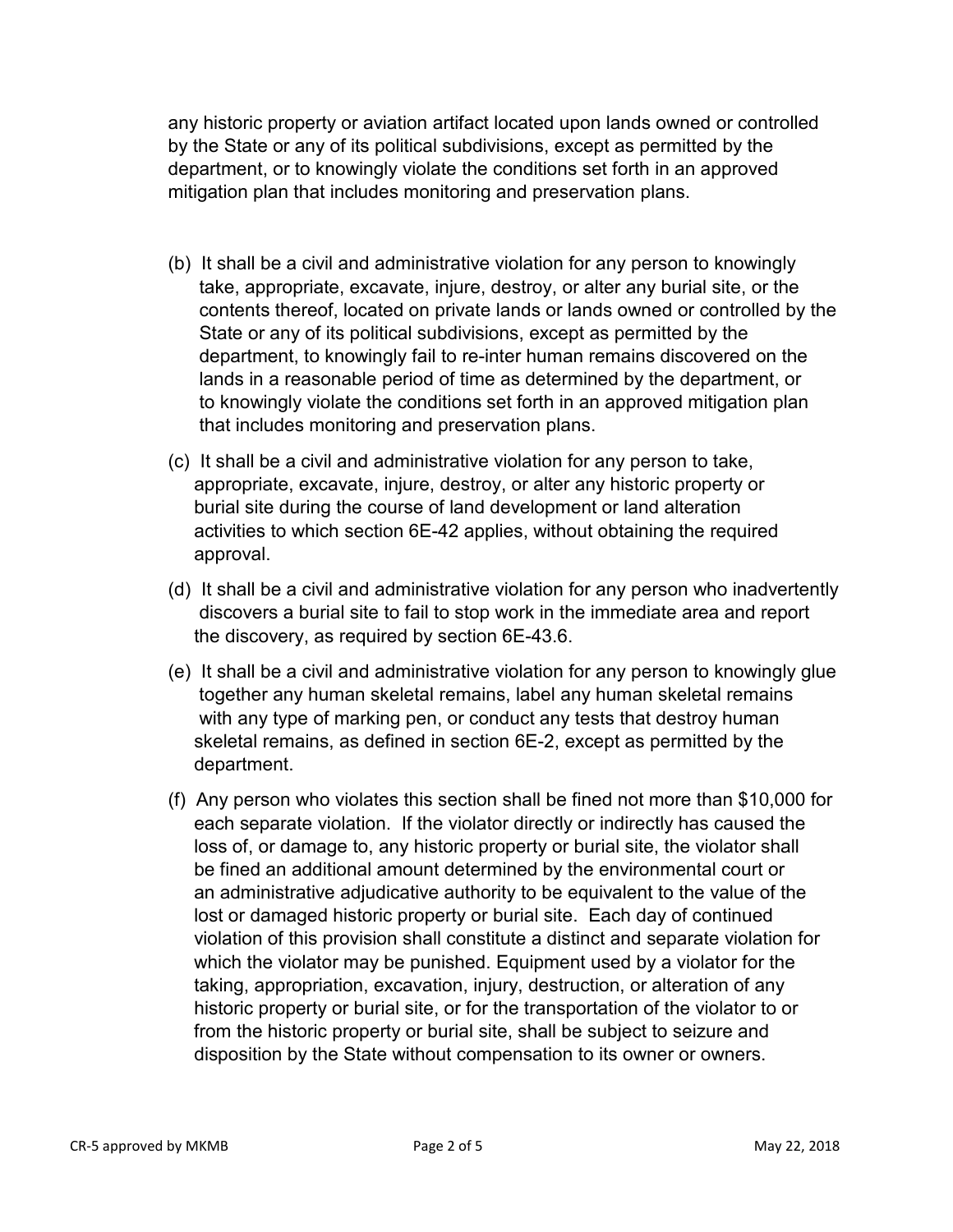any historic property or aviation artifact located upon lands owned or controlled by the State or any of its political subdivisions, except as permitted by the department, or to knowingly violate the conditions set forth in an approved mitigation plan that includes monitoring and preservation plans.

(b) It shall be a civil and administrative violation for any person to knowingly take, appropriate, excavate, injure, destroy, or alter any burial site, or the contents thereof, located on private lands or lands owned or controlled by the State or any of its political subdivisions, except as permitted by the department, to knowingly fail to re-inter human remains discovered on the lands in a reasonable period of time as determined by the department, or to knowingly violate the conditions set forth in an approved mitigation plan that includes monitoring and preservation plans.

(c) It shall be a civil and administrative violation for any person to take, appropriate, excavate, injure, destroy, or alter any historic property or burial site during the course of land development or land alteration activities to which section 6E-42 applies, without obtaining the required approval.

(d) It shall be a civil and administrative violation for any person who inadvertently discovers a burial site to fail to stop work in the immediate area and report the discovery, as required by section 6E-43.6.

(e) It shall be a civil and administrative violation for any person to knowingly glue together any human skeletal remains, label any human skeletal remains with any type of marking pen, or conduct any tests that destroy human skeletal remains, as defined in section 6E-2, except as permitted by the department.

(f) Any person who violates this section shall be fined not more than $10,000 for each separate violation. If the violator directly or indirectly has caused the loss of, or damage to, any historic property or burial site, the violator shall be fined an additional amount determined by the environmental court or an administrative adjudicative authority to be equivalent to the value of the lost or damaged historic property or burial site. Each day of continued violation of this provision shall constitute a distinct and separate violation for which the violator may be punished. Equipment used by a violator for the taking, appropriation, excavation, injury, destruction, or alteration of any historic property or burial site, or for the transportation of the violator to or from the historic property or burial site, shall be subject to seizure and disposition by the State without compensation to its owner or owners.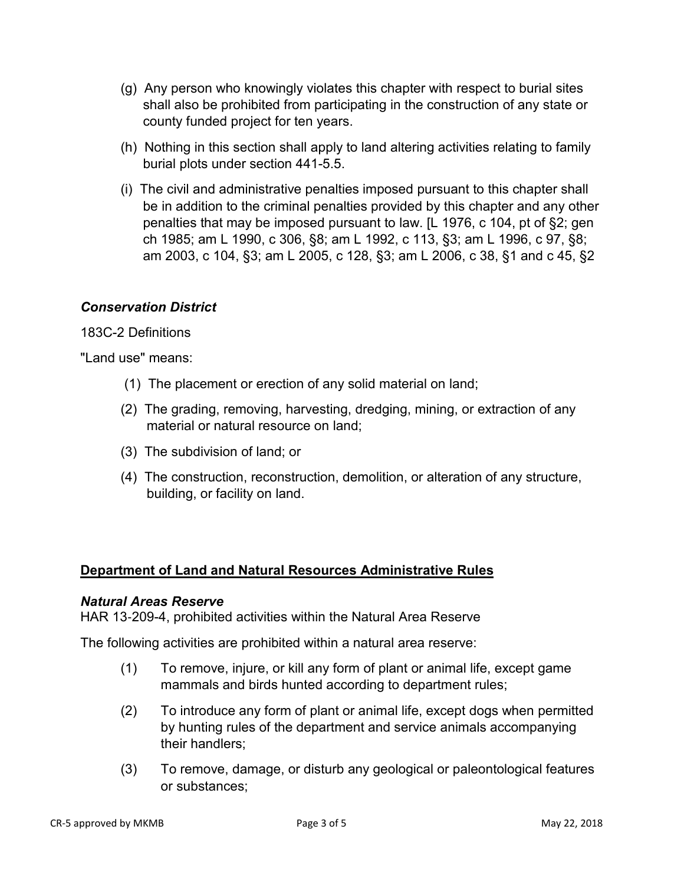(g) Any person who knowingly violates this chapter with respect to burial sites shall also be prohibited from participating in the construction of any state or county funded project for ten years.

(h) Nothing in this section shall apply to land altering activities relating to family burial plots under section 441-5.5.

(i) The civil and administrative penalties imposed pursuant to this chapter shall be in addition to the criminal penalties provided by this chapter and any other penalties that may be imposed pursuant to law. [L 1976, c 104, pt of §2; gen ch 1985; am L 1990, c 306, §8; am L 1992, c 113, §3; am L 1996, c 97, §8; am 2003, c 104, §3; am L 2005, c 128, §3; am L 2006, c 38, §1 and c 45, §2

### *Conservation District*

183C-2 Definitions

"Land use" means:

(1) The placement or erection of any solid material on land;

(2) The grading, removing, harvesting, dredging, mining, or extraction of any material or natural resource on land;

(3) The subdivision of land; or

(4) The construction, reconstruction, demolition, or alteration of any structure, building, or facility on land.

## <u>Department of Land and Natural Resources Administrative Rules</u>

### *Natural Areas Reserve*

HAR 13-209-4, prohibited activities within the Natural Area Reserve

The following activities are prohibited within a natural area reserve:

(1) To remove, injure, or kill any form of plant or animal life, except game mammals and birds hunted according to department rules;

(2) To introduce any form of plant or animal life, except dogs when permitted by hunting rules of the department and service animals accompanying their handlers;

(3) To remove, damage, or disturb any geological or paleontological features or substances;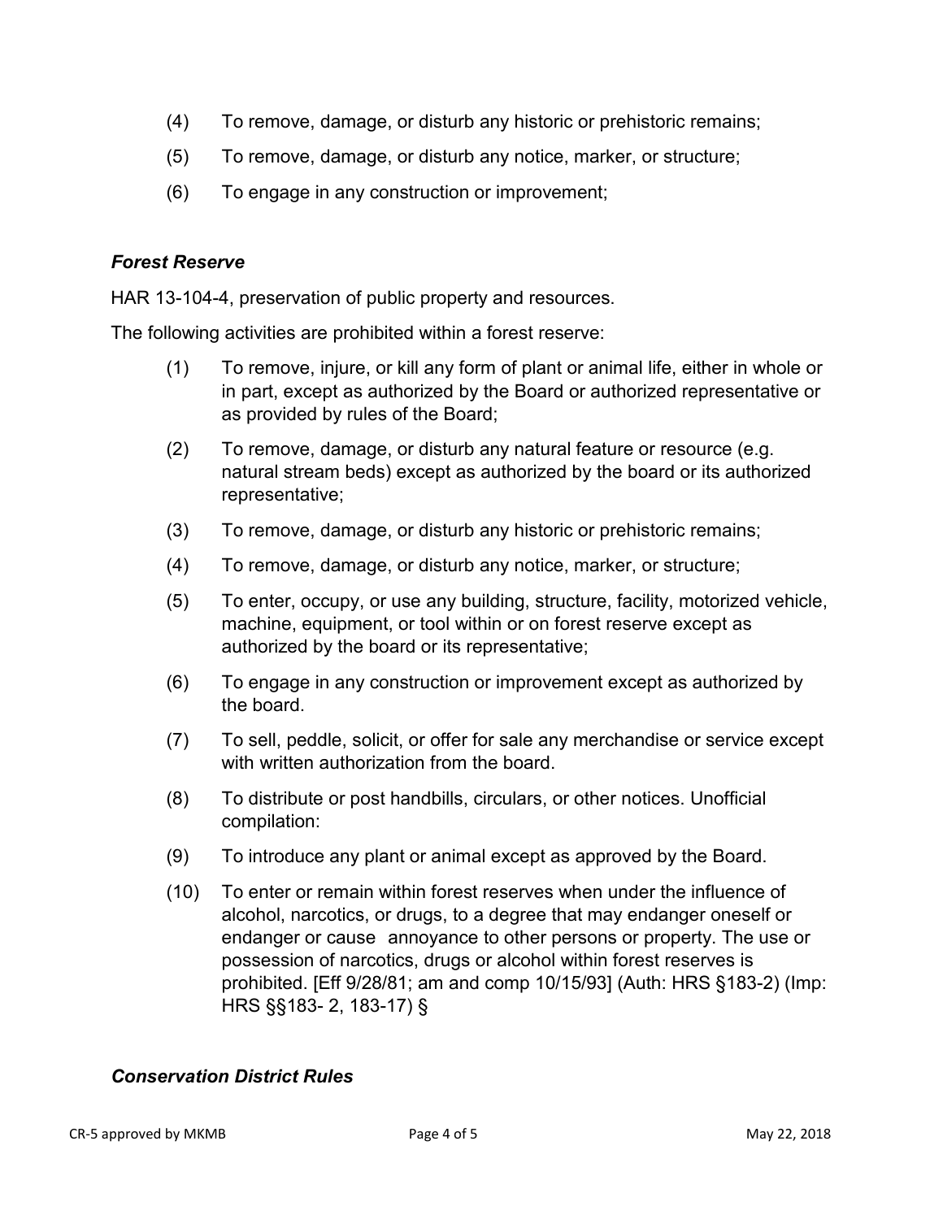(4) To remove, damage, or disturb any historic or prehistoric remains;

(5) To remove, damage, or disturb any notice, marker, or structure;

(6) To engage in any construction or improvement;

### *Forest Reserve*

HAR 13-104-4, preservation of public property and resources.

The following activities are prohibited within a forest reserve:

(1) To remove, injure, or kill any form of plant or animal life, either in whole or in part, except as authorized by the Board or authorized representative or as provided by rules of the Board;

(2) To remove, damage, or disturb any natural feature or resource (e.g. natural stream beds) except as authorized by the board or its authorized representative;

(3) To remove, damage, or disturb any historic or prehistoric remains;

(4) To remove, damage, or disturb any notice, marker, or structure;

(5) To enter, occupy, or use any building, structure, facility, motorized vehicle, machine, equipment, or tool within or on forest reserve except as authorized by the board or its representative;

(6) To engage in any construction or improvement except as authorized by the board.

(7) To sell, peddle, solicit, or offer for sale any merchandise or service except with written authorization from the board.

(8) To distribute or post handbills, circulars, or other notices. Unofficial compilation:

(9) To introduce any plant or animal except as approved by the Board.

(10) To enter or remain within forest reserves when under the influence of alcohol, narcotics, or drugs, to a degree that may endanger oneself or endanger or cause annoyance to other persons or property. The use or possession of narcotics, drugs or alcohol within forest reserves is prohibited. [Eff 9/28/81; am and comp 10/15/93] (Auth: HRS §183-2) (Imp: HRS §§183- 2, 183-17) §

### *Conservation District Rules*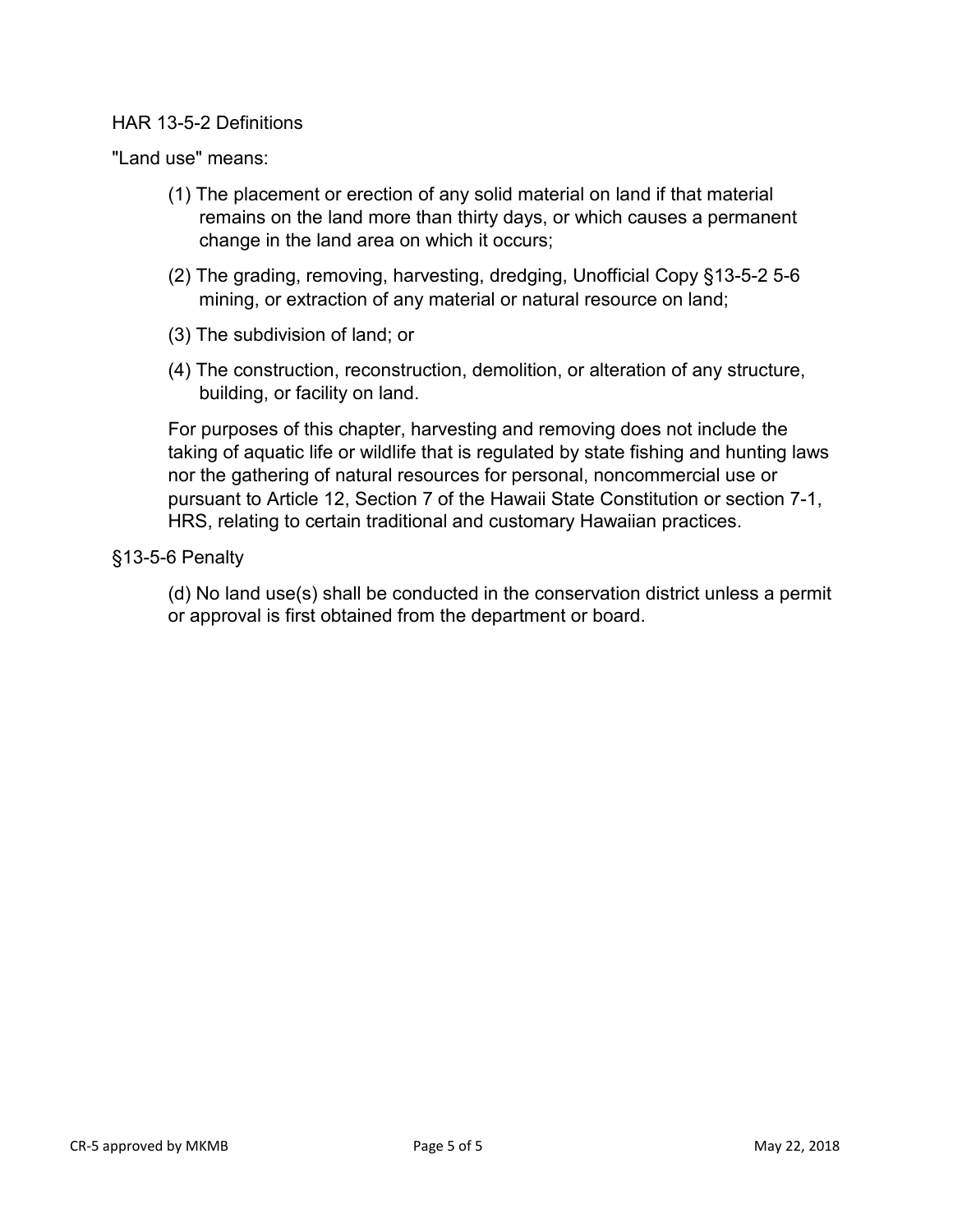HAR 13-5-2 Definitions

"Land use" means:

(1) The placement or erection of any solid material on land if that material remains on the land more than thirty days, or which causes a permanent change in the land area on which it occurs;

(2) The grading, removing, harvesting, dredging, Unofficial Copy §13-5-2 5-6 mining, or extraction of any material or natural resource on land;

(3) The subdivision of land; or

(4) The construction, reconstruction, demolition, or alteration of any structure, building, or facility on land.

For purposes of this chapter, harvesting and removing does not include the taking of aquatic life or wildlife that is regulated by state fishing and hunting laws nor the gathering of natural resources for personal, noncommercial use or pursuant to Article 12, Section 7 of the Hawaii State Constitution or section 7-1, HRS, relating to certain traditional and customary Hawaiian practices.

§13-5-6 Penalty

(d) No land use(s) shall be conducted in the conservation district unless a permit or approval is first obtained from the department or board.